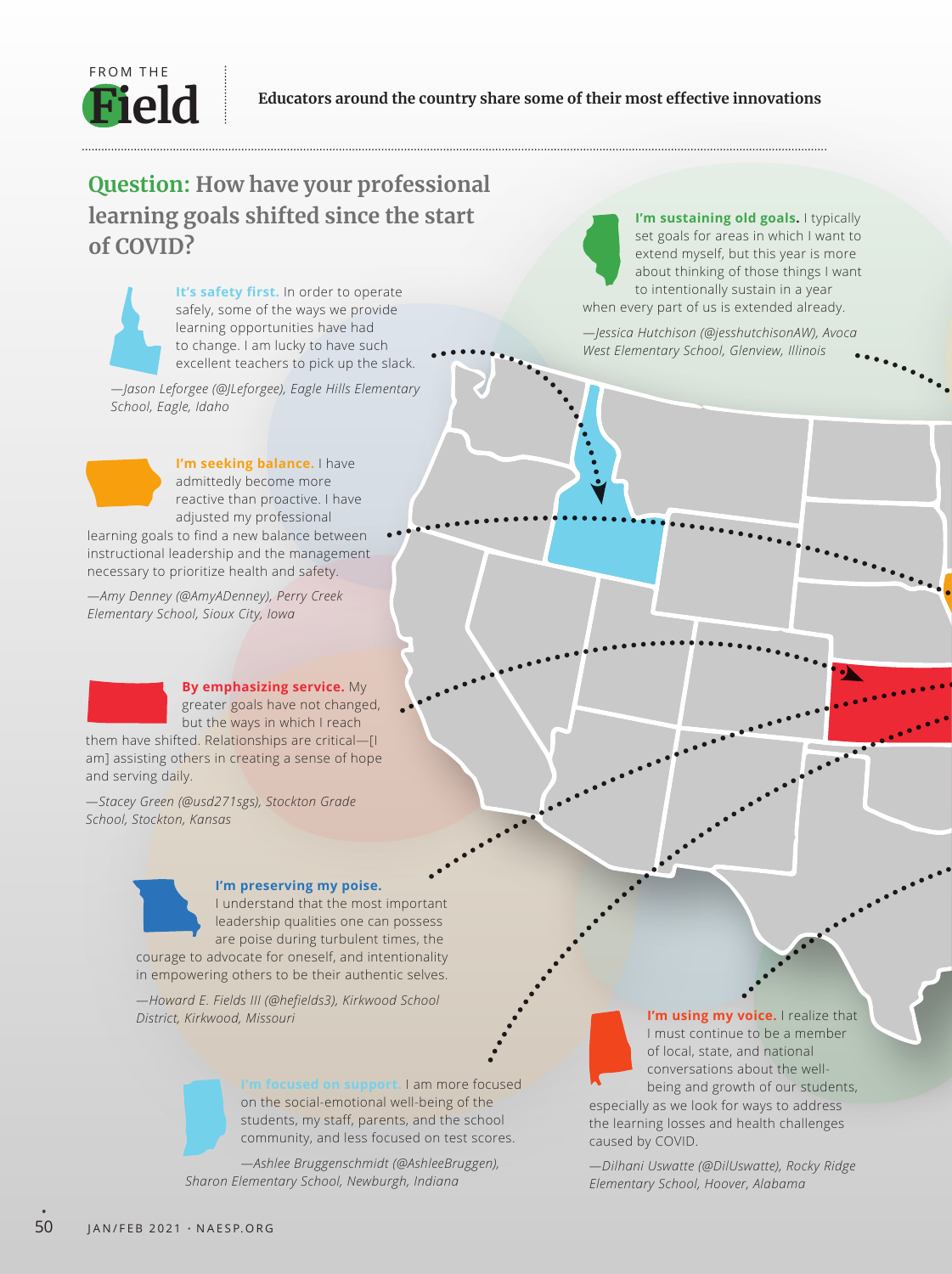FROM THE

# Field

**Educators around the country share some of their most effective innovations**

## Question: How have your professional learning goals shifted since the start of COVID?

**It's safety first.** In order to operate safely, some of the ways we provide learning opportunities have had to change. I am lucky to have such excellent teachers to pick up the slack.

*—Jason Leforgee (@JLeforgee), Eagle Hills Elementary School, Eagle, Idaho*

**I'm seeking balance.** I have admittedly become more reactive than proactive. I have adjusted my professional learning goals to find a new balance between instructional leadership and the management necessary to prioritize health and safety.

*—Amy Denney (@AmyADenney), Perry Creek Elementary School, Sioux City, Iowa*

**By emphasizing service.** My greater goals have not changed, but the ways in which I reach them have shifted. Relationships are critical—[I am] assisting others in creating a sense of hope and serving daily.

*—Stacey Green (@usd271sgs), Stockton Grade School, Stockton, Kansas*

**I'm preserving my poise.** I understand that the most important leadership qualities one can possess are poise during turbulent times, the courage to advocate for oneself, and intentionality in empowering others to be their authentic selves.

*—Howard E. Fields III (@hefields3), Kirkwood School District, Kirkwood, Missouri*

**I'm focused on support.** I am more focused on the social-emotional well-being of the students, my staff, parents, and the school community, and less focused on test scores.

*—Ashlee Bruggenschmidt (@AshleeBruggen), Sharon Elementary School, Newburgh, Indiana*

**I'm sustaining old goals.** I typically set goals for areas in which I want to extend myself, but this year is more about thinking of those things I want to intentionally sustain in a year when every part of us is extended already.

*—Jessica Hutchison (@jesshutchisonAW), Avoca West Elementary School, Glenview, Illinois*

**I'm using my voice.** I realize that I must continue to be a member of local, state, and national conversations about the well-being and growth of our students, especially as we look for ways to address the learning losses and health challenges caused by COVID.

*—Dilhani Uswatte (@DilUswatte), Rocky Ridge Elementary School, Hoover, Alabama*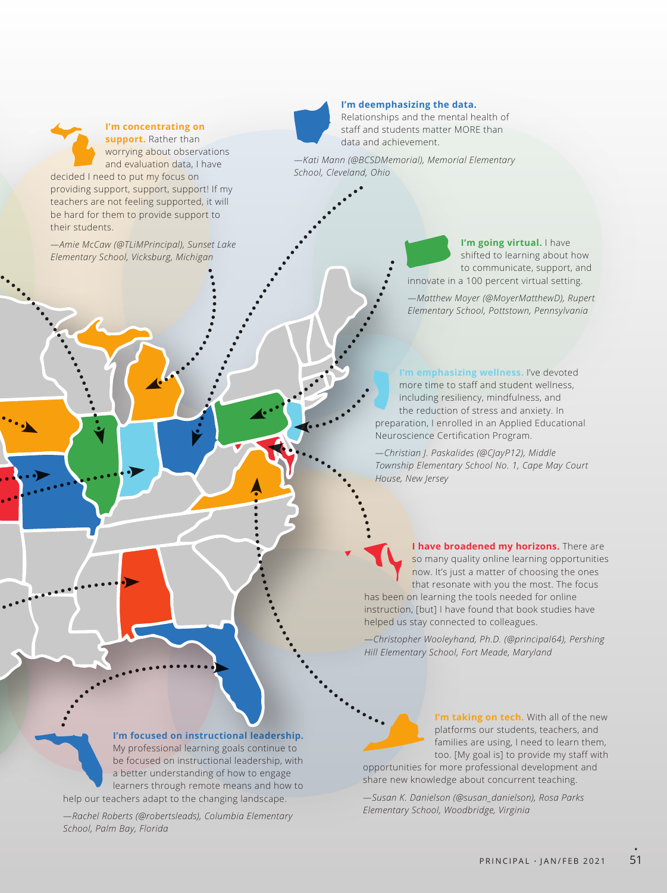**I'm concentrating on support.** Rather than worrying about observations and evaluation data, I have decided I need to put my focus on providing support, support, support! If my teachers are not feeling supported, it will be hard for them to provide support to their students.

*—Amie McCaw (@TLiMPrincipal), Sunset Lake Elementary School, Vicksburg, Michigan*

**I'm deemphasizing the data.** Relationships and the mental health of staff and students matter MORE than data and achievement.

*—Kati Mann (@BCSDMemorial), Memorial Elementary School, Cleveland, Ohio*

**I'm going virtual.** I have shifted to learning about how to communicate, support, and innovate in a 100 percent virtual setting.

*—Matthew Moyer (@MoyerMatthewD), Rupert Elementary School, Pottstown, Pennsylvania*

**I'm emphasizing wellness.** I've devoted more time to staff and student wellness, including resiliency, mindfulness, and the reduction of stress and anxiety. In preparation, I enrolled in an Applied Educational Neuroscience Certification Program.

*—Christian J. Paskalides (@CJayP12), Middle Township Elementary School No. 1, Cape May Court House, New Jersey*

**I have broadened my horizons.** There are so many quality online learning opportunities now. It's just a matter of choosing the ones that resonate with you the most. The focus has been on learning the tools needed for online instruction, [but] I have found that book studies have helped us stay connected to colleagues.

*—Christopher Wooleyhand, Ph.D. (@principal64), Pershing Hill Elementary School, Fort Meade, Maryland*

**I'm focused on instructional leadership.** My professional learning goals continue to be focused on instructional leadership, with a better understanding of how to engage learners through remote means and how to help our teachers adapt to the changing landscape.

*—Rachel Roberts (@robertsleads), Columbia Elementary School, Palm Bay, Florida*

**I'm taking on tech.** With all of the new platforms our students, teachers, and families are using, I need to learn them, too. [My goal is] to provide my staff with opportunities for more professional development and share new knowledge about concurrent teaching.

*—Susan K. Danielson (@susan_danielson), Rosa Parks Elementary School, Woodbridge, Virginia*